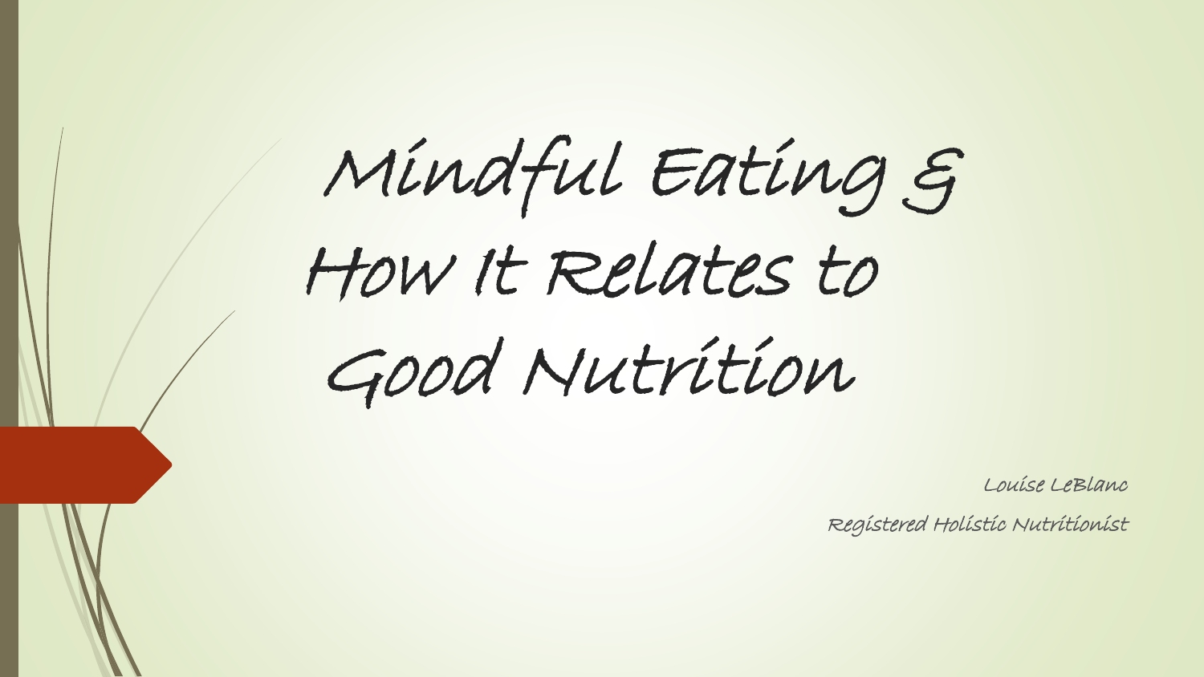# Mindful Eating & How It Relates to Good Nutrition

Louise LeBlanc

Registered Holistic Nutritionist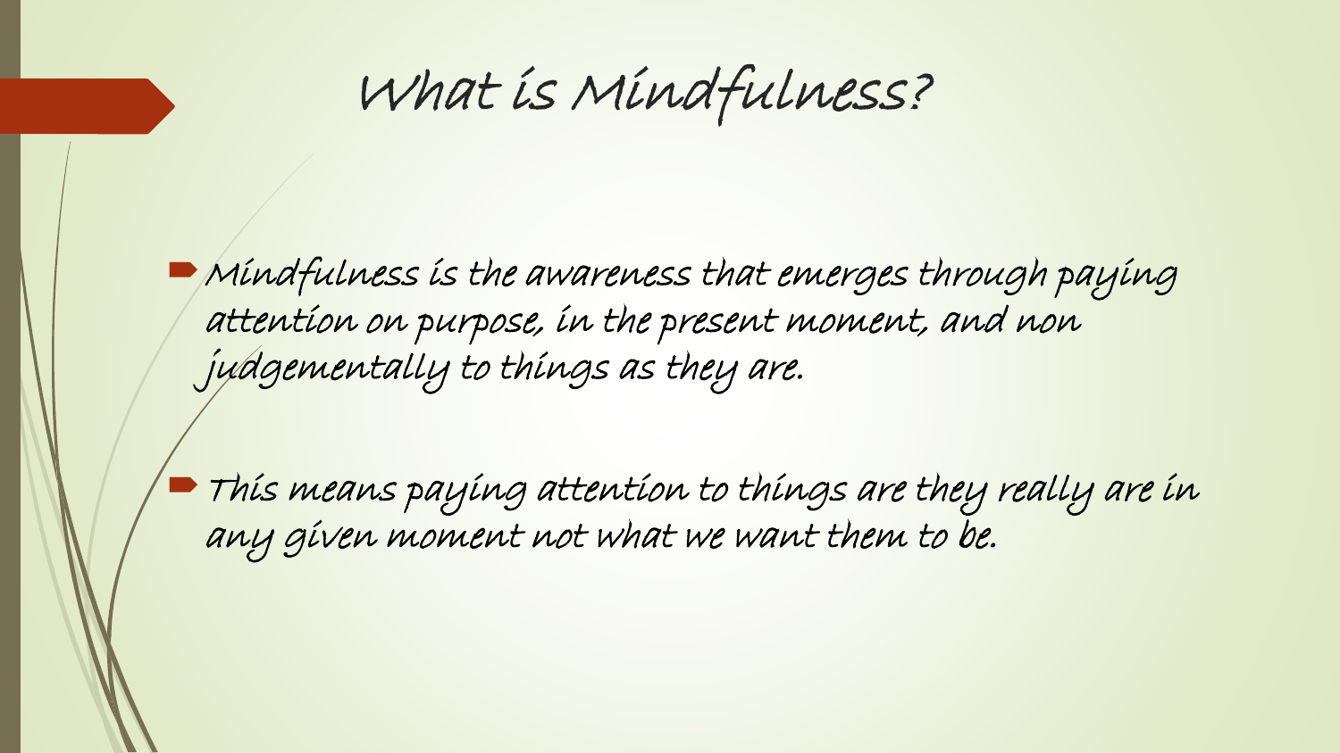# What is Mindfulness?

- Mindfulness is the awareness that emerges through paying attention on purpose, in the present moment, and non judgementally to things as they are.

- This means paying attention to things are they really are in any given moment not what we want them to be.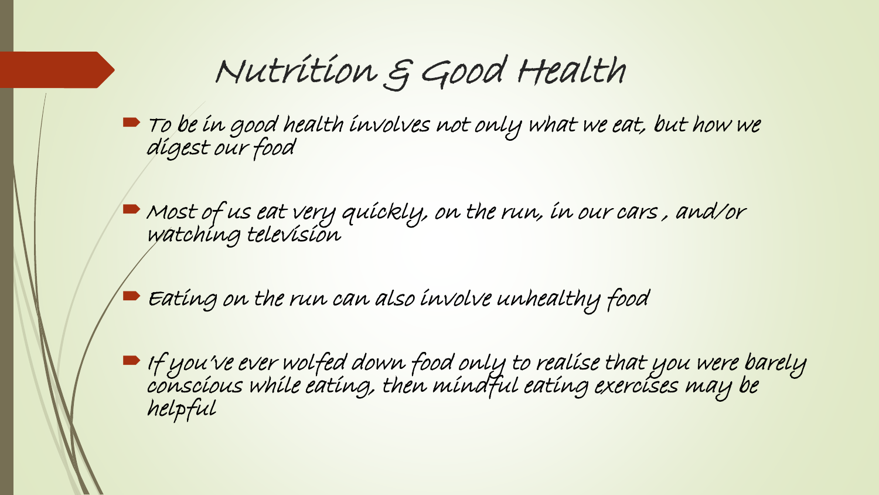# Nutrition & Good Health

- To be in good health involves not only what we eat, but how we digest our food
- Most of us eat very quickly, on the run, in our cars , and/or watching television
- Eating on the run can also involve unhealthy food
- If you've ever wolfed down food only to realise that you were barely conscious while eating, then mindful eating exercises may be helpful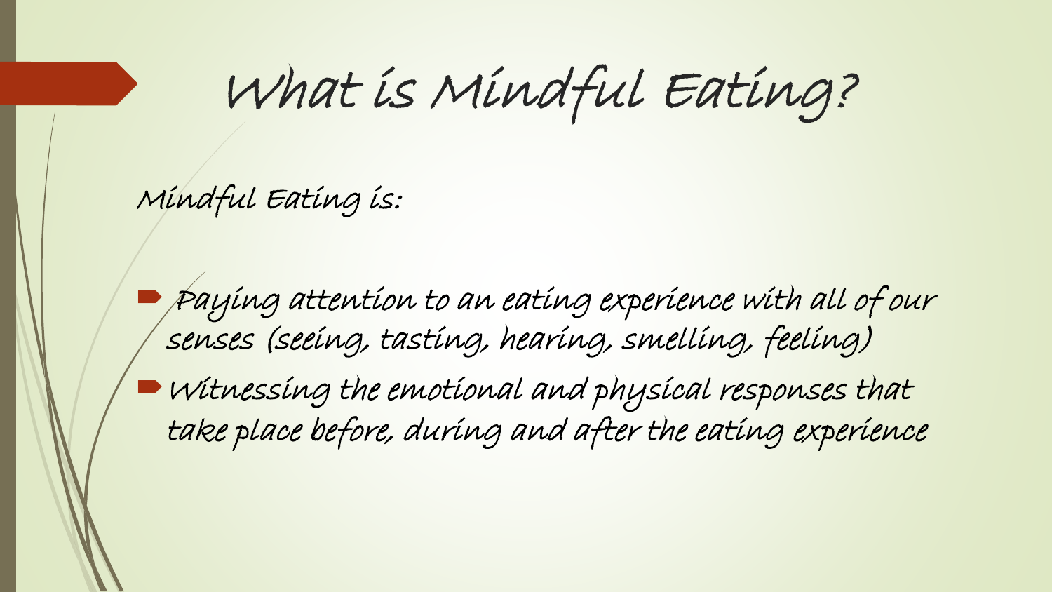# What is Mindful Eating?

Mindful Eating is:

- Paying attention to an eating experience with all of our senses (seeing, tasting, hearing, smelling, feeling)
- Witnessing the emotional and physical responses that take place before, during and after the eating experience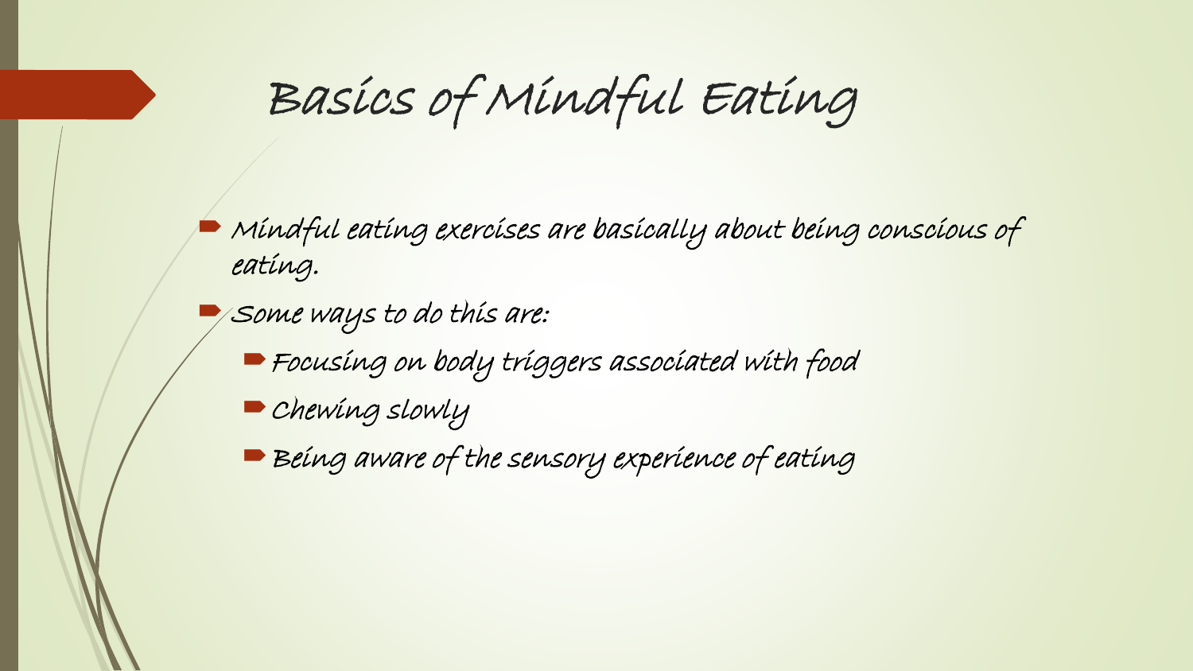# Basics of Mindful Eating

- Mindful eating exercises are basically about being conscious of eating.
- Some ways to do this are:
  - Focusing on body triggers associated with food
  - Chewing slowly
  - Being aware of the sensory experience of eating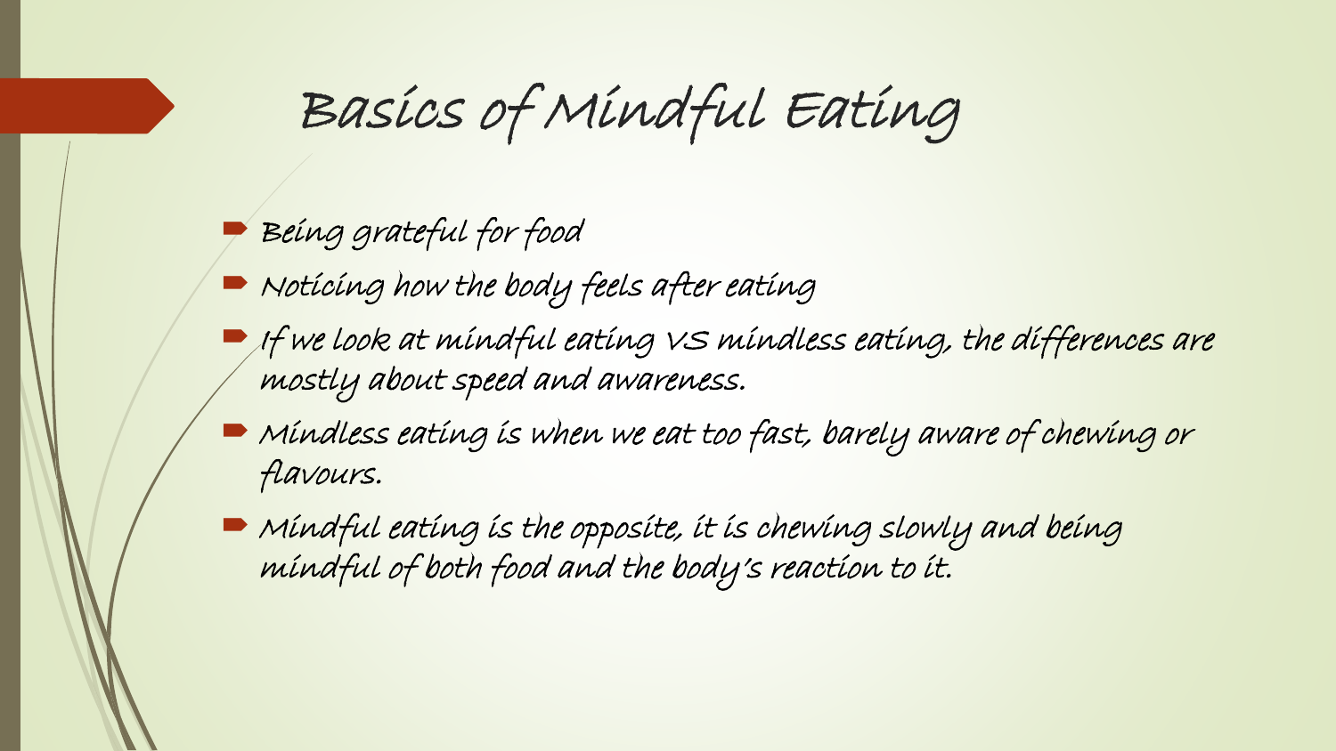# Basics of Mindful Eating

- Being grateful for food
- Noticing how the body feels after eating
- If we look at mindful eating VS mindless eating, the differences are mostly about speed and awareness.
- Mindless eating is when we eat too fast, barely aware of chewing or flavours.
- Mindful eating is the opposite, it is chewing slowly and being mindful of both food and the body's reaction to it.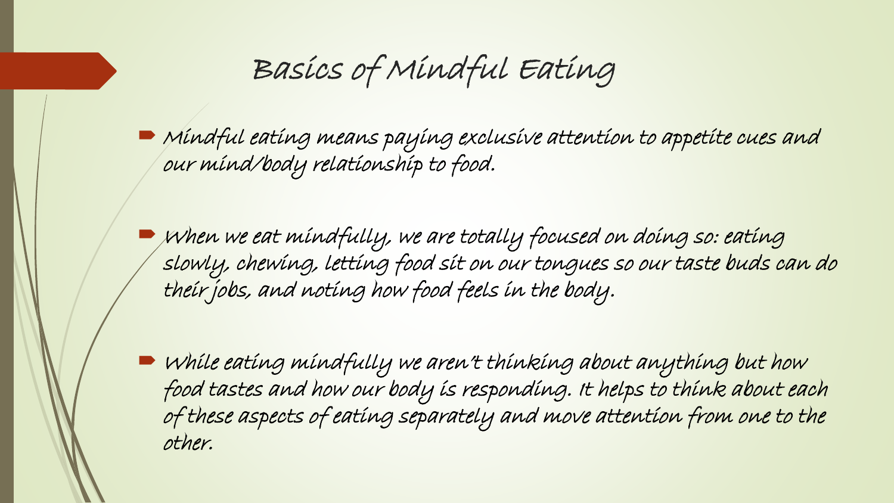# Basics of Mindful Eating

- Mindful eating means paying exclusive attention to appetite cues and our mind/body relationship to food.

- When we eat mindfully, we are totally focused on doing so: eating slowly, chewing, letting food sit on our tongues so our taste buds can do their jobs, and noting how food feels in the body.

- While eating mindfully we aren't thinking about anything but how food tastes and how our body is responding. It helps to think about each of these aspects of eating separately and move attention from one to the other.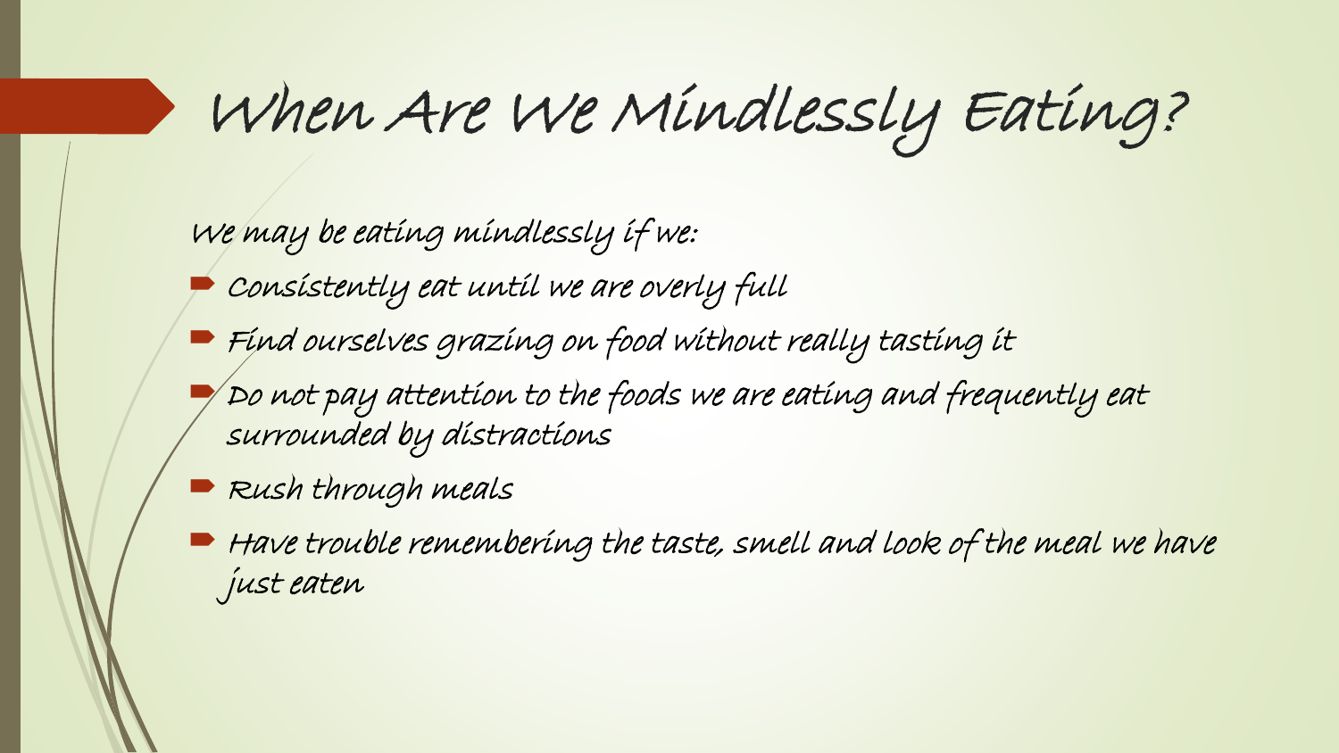# When Are We Mindlessly Eating?

We may be eating mindlessly if we:

- Consistently eat until we are overly full
- Find ourselves grazing on food without really tasting it
- Do not pay attention to the foods we are eating and frequently eat surrounded by distractions
- Rush through meals
- Have trouble remembering the taste, smell and look of the meal we have just eaten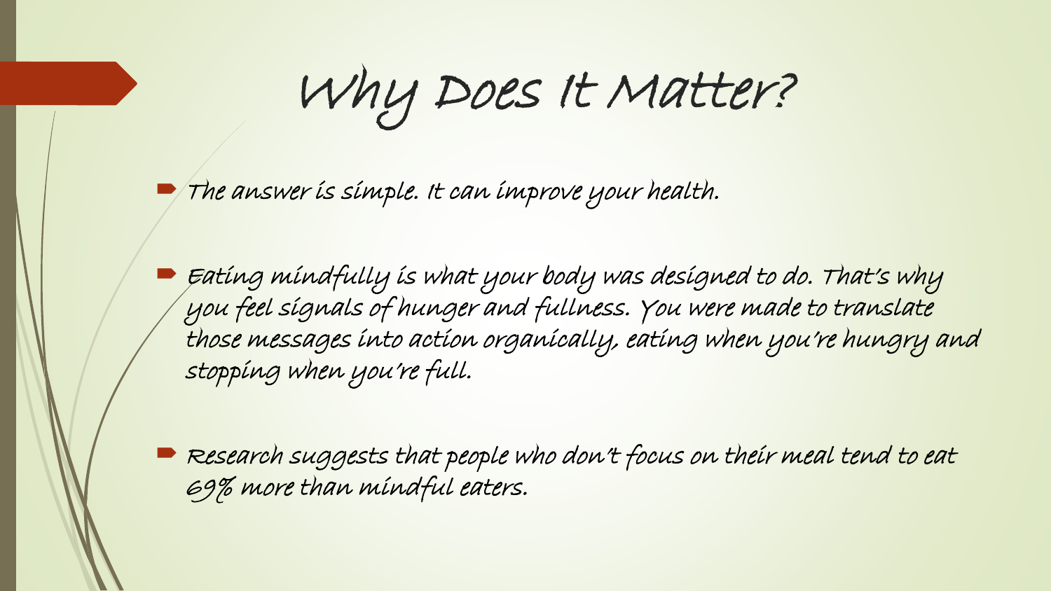# Why Does It Matter?

- The answer is simple. It can improve your health.

- Eating mindfully is what your body was designed to do. That's why you feel signals of hunger and fullness. You were made to translate those messages into action organically, eating when you're hungry and stopping when you're full.

- Research suggests that people who don't focus on their meal tend to eat 69% more than mindful eaters.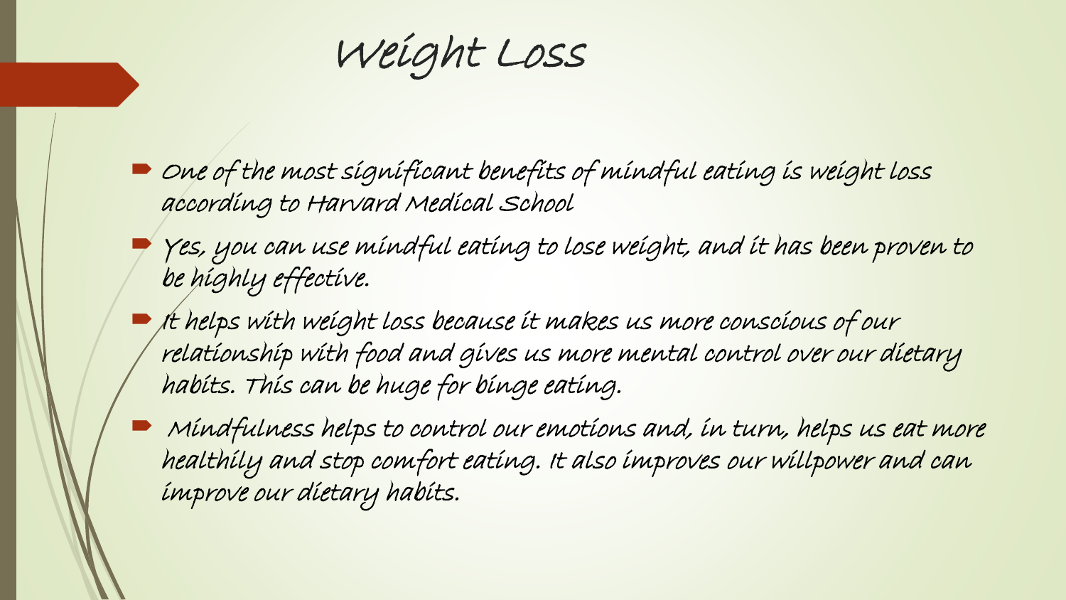# Weight Loss

- One of the most significant benefits of mindful eating is weight loss according to Harvard Medical School
- Yes, you can use mindful eating to lose weight, and it has been proven to be highly effective.
- It helps with weight loss because it makes us more conscious of our relationship with food and gives us more mental control over our dietary habits. This can be huge for binge eating.
- Mindfulness helps to control our emotions and, in turn, helps us eat more healthily and stop comfort eating. It also improves our willpower and can improve our dietary habits.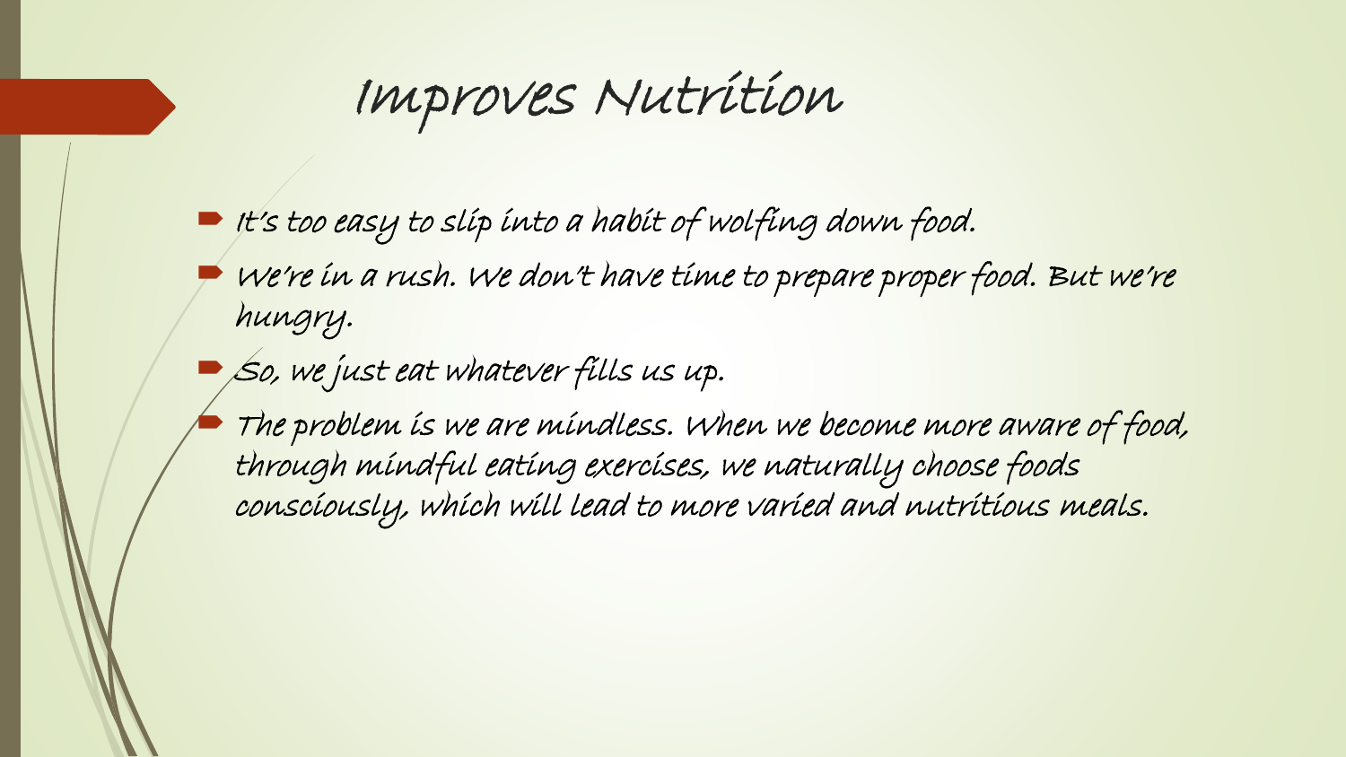# Improves Nutrition

- It's too easy to slip into a habit of wolfing down food.
- We're in a rush. We don't have time to prepare proper food. But we're hungry.
- So, we just eat whatever fills us up.
- The problem is we are mindless. When we become more aware of food, through mindful eating exercises, we naturally choose foods consciously, which will lead to more varied and nutritious meals.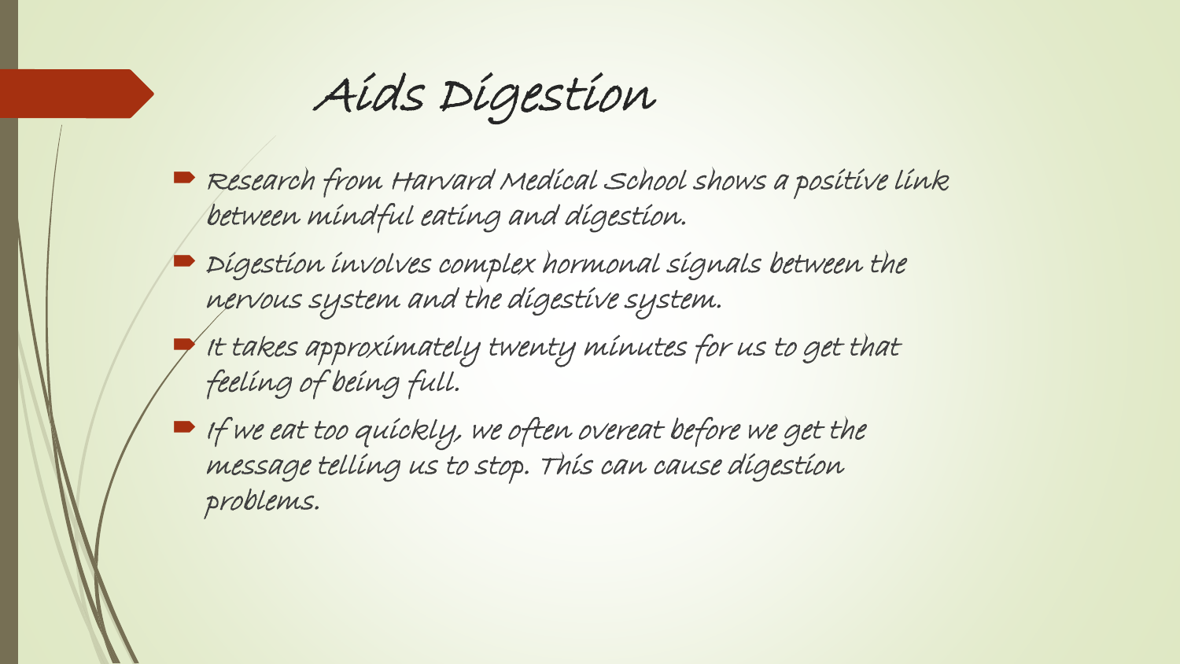# Aids Digestion

- Research from Harvard Medical School shows a positive link between mindful eating and digestion.
- Digestion involves complex hormonal signals between the nervous system and the digestive system.
- It takes approximately twenty minutes for us to get that feeling of being full.
- If we eat too quickly, we often overeat before we get the message telling us to stop. This can cause digestion problems.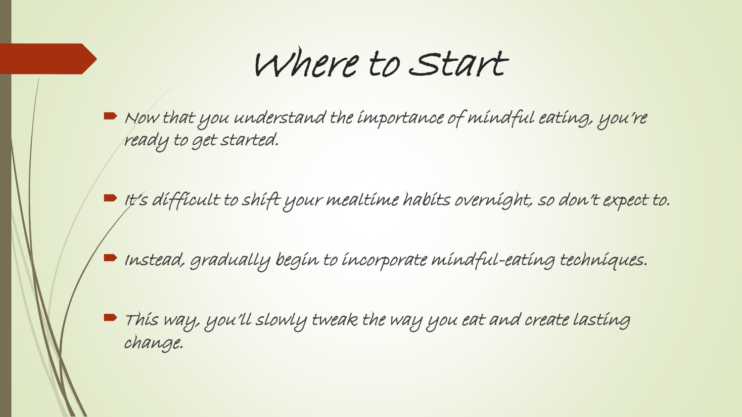# Where to Start

- Now that you understand the importance of mindful eating, you're ready to get started.
- It's difficult to shift your mealtime habits overnight, so don't expect to.
- Instead, gradually begin to incorporate mindful-eating techniques.
- This way, you'll slowly tweak the way you eat and create lasting change.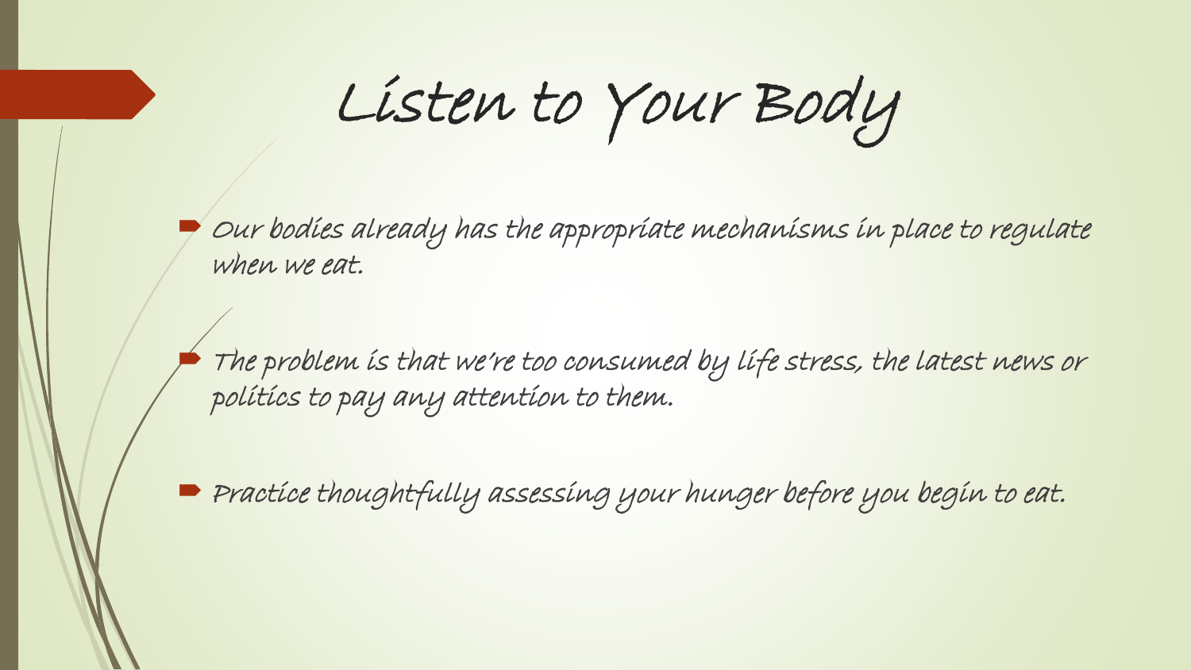# Listen to Your Body

- Our bodies already has the appropriate mechanisms in place to regulate when we eat.
- The problem is that we're too consumed by life stress, the latest news or politics to pay any attention to them.
- Practice thoughtfully assessing your hunger before you begin to eat.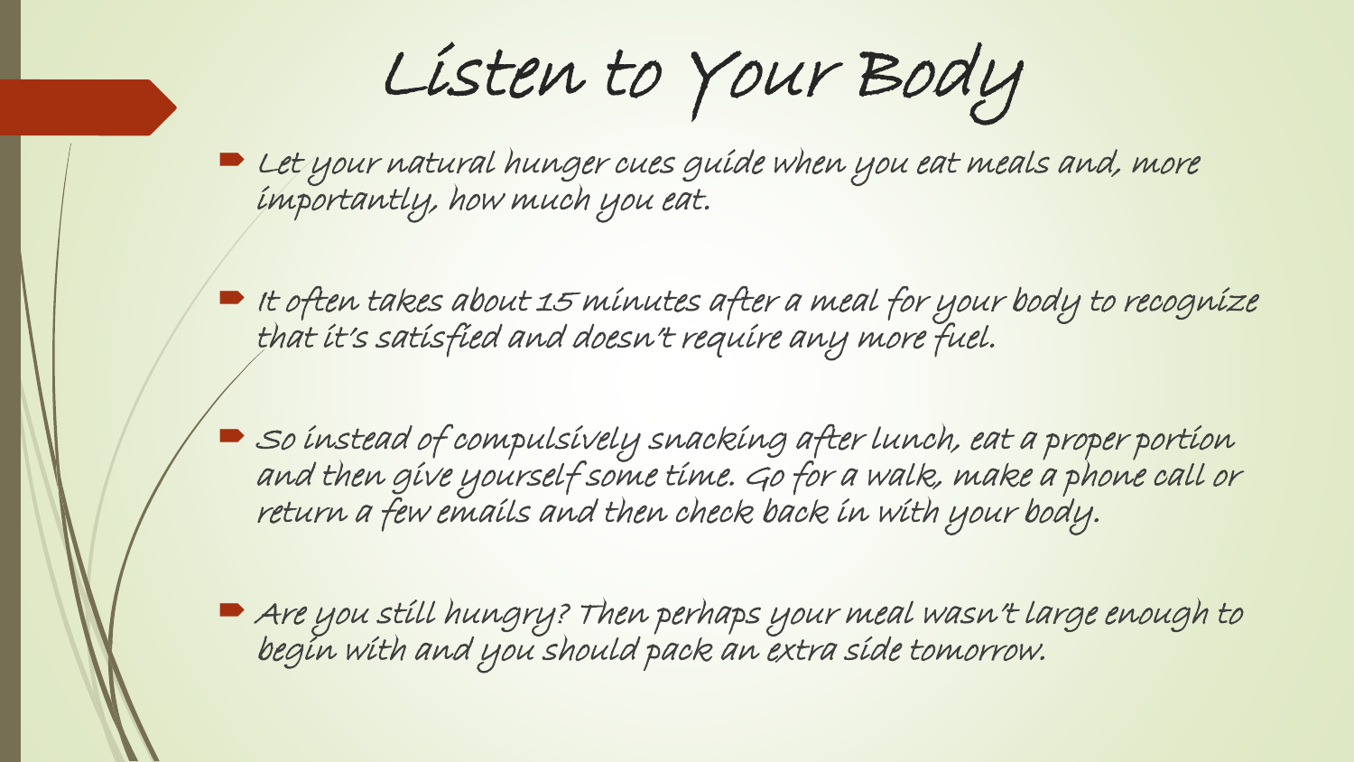# Listen to Your Body

- Let your natural hunger cues guide when you eat meals and, more importantly, how much you eat.
- It often takes about 15 minutes after a meal for your body to recognize that it's satisfied and doesn't require any more fuel.
- So instead of compulsively snacking after lunch, eat a proper portion and then give yourself some time. Go for a walk, make a phone call or return a few emails and then check back in with your body.
- Are you still hungry? Then perhaps your meal wasn't large enough to begin with and you should pack an extra side tomorrow.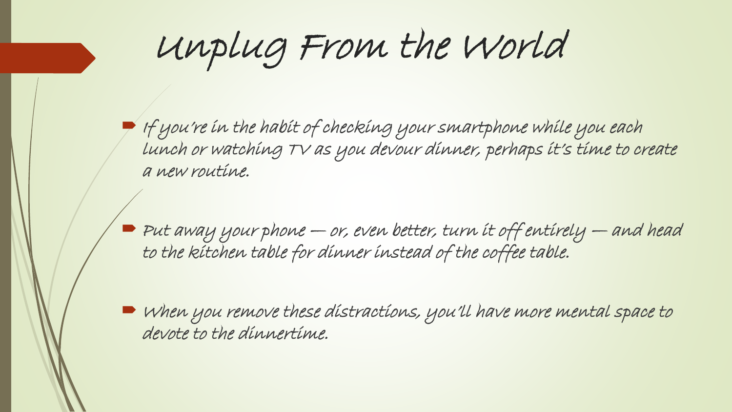# Unplug From the World

- If you're in the habit of checking your smartphone while you each lunch or watching TV as you devour dinner, perhaps it's time to create a new routine.

- Put away your phone — or, even better, turn it off entirely — and head to the kitchen table for dinner instead of the coffee table.

- When you remove these distractions, you'll have more mental space to devote to the dinnertime.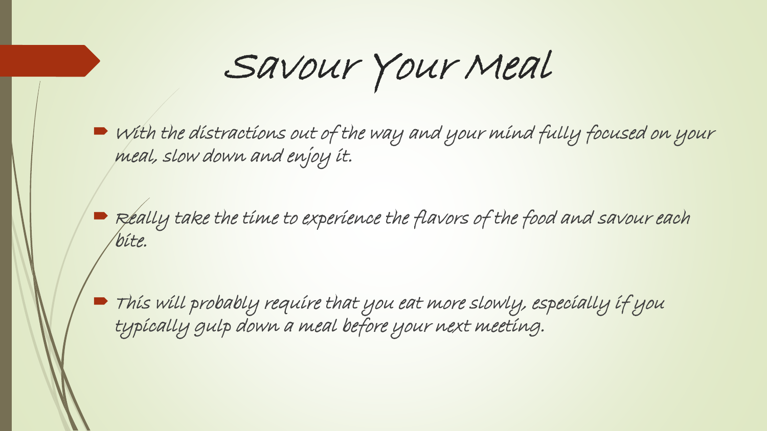# Savour Your Meal

- With the distractions out of the way and your mind fully focused on your meal, slow down and enjoy it.
- Really take the time to experience the flavors of the food and savour each bite.
- This will probably require that you eat more slowly, especially if you typically gulp down a meal before your next meeting.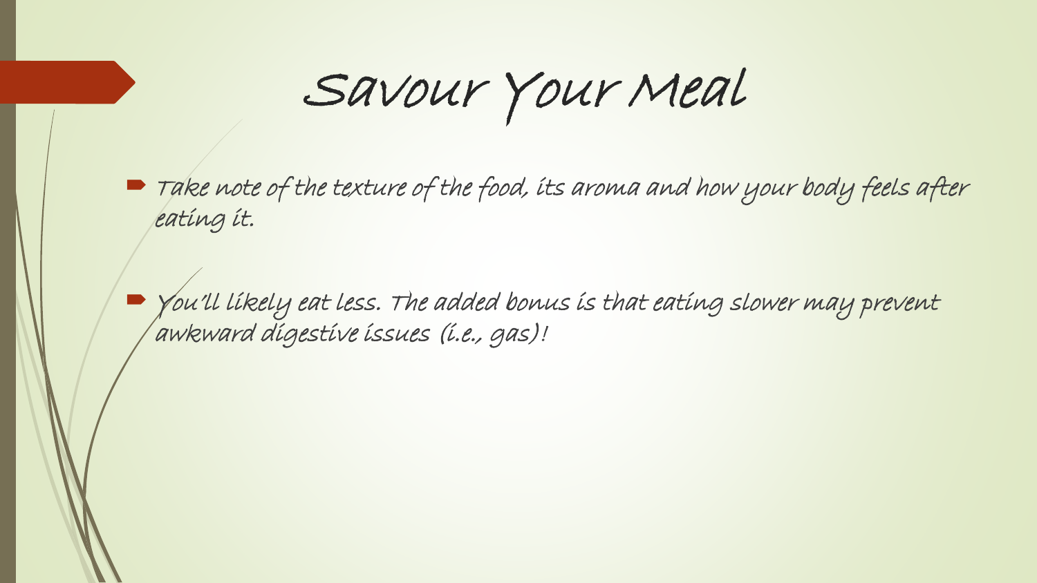# Savour Your Meal

- Take note of the texture of the food, its aroma and how your body feels after eating it.

- You'll likely eat less. The added bonus is that eating slower may prevent awkward digestive issues (i.e., gas)!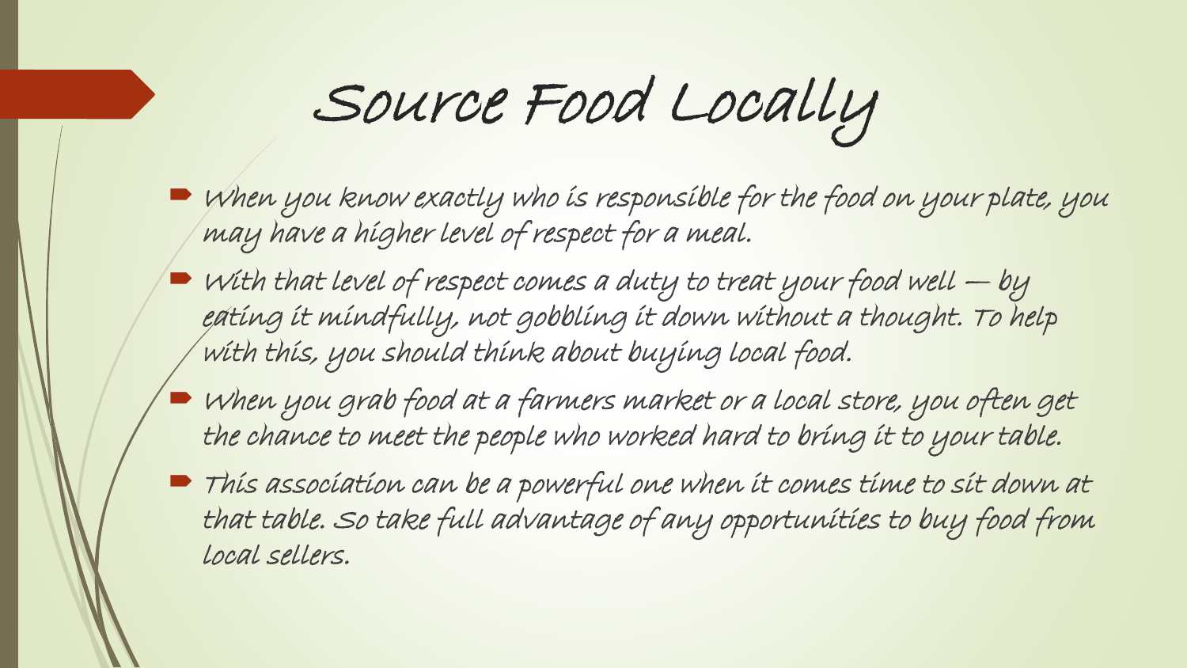# Source Food Locally

- When you know exactly who is responsible for the food on your plate, you may have a higher level of respect for a meal.
- With that level of respect comes a duty to treat your food well — by eating it mindfully, not gobbling it down without a thought. To help with this, you should think about buying local food.
- When you grab food at a farmers market or a local store, you often get the chance to meet the people who worked hard to bring it to your table.
- This association can be a powerful one when it comes time to sit down at that table. So take full advantage of any opportunities to buy food from local sellers.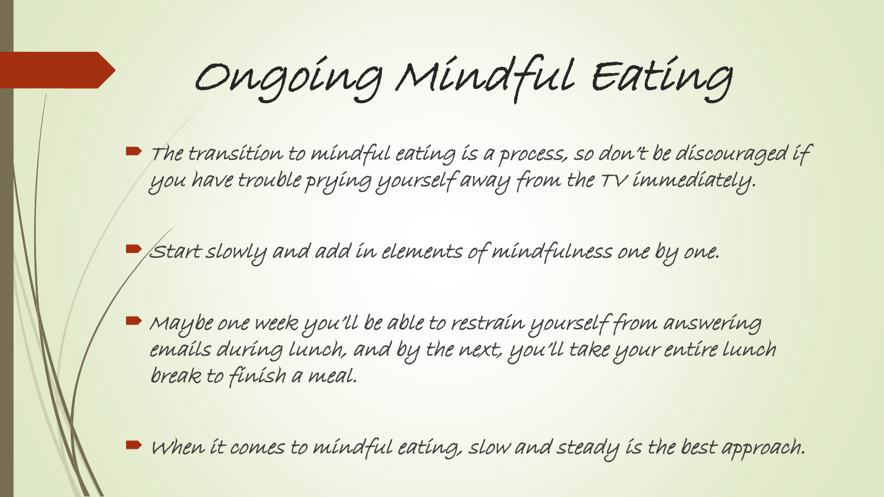# Ongoing Mindful Eating

- The transition to mindful eating is a process, so don't be discouraged if you have trouble prying yourself away from the TV immediately.

- Start slowly and add in elements of mindfulness one by one.

- Maybe one week you'll be able to restrain yourself from answering emails during lunch, and by the next, you'll take your entire lunch break to finish a meal.

- When it comes to mindful eating, slow and steady is the best approach.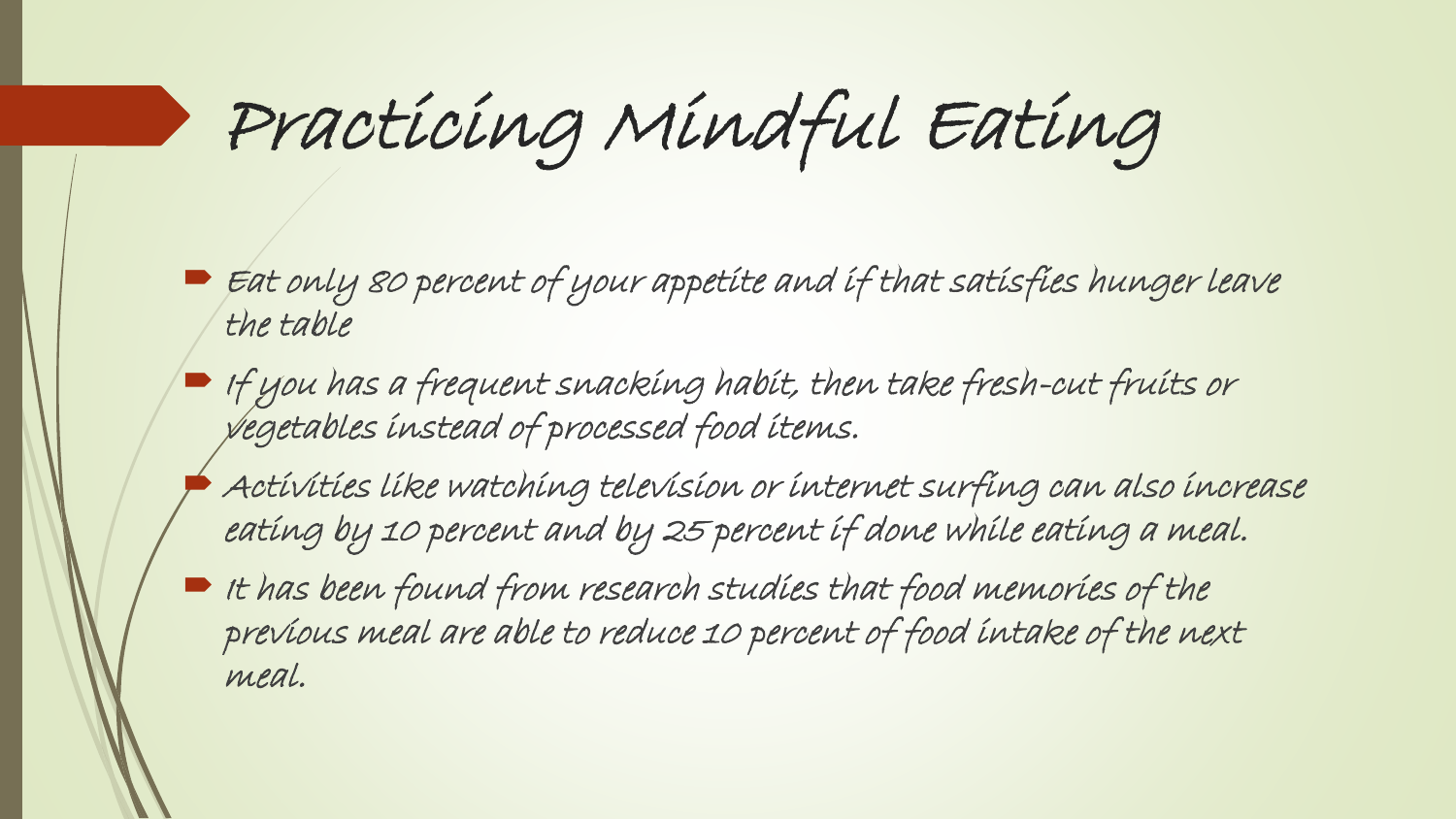# Practicing Mindful Eating

- Eat only 80 percent of your appetite and if that satisfies hunger leave the table
- If you has a frequent snacking habit, then take fresh-cut fruits or vegetables instead of processed food items.
- Activities like watching television or internet surfing can also increase eating by 10 percent and by 25 percent if done while eating a meal.
- It has been found from research studies that food memories of the previous meal are able to reduce 10 percent of food intake of the next meal.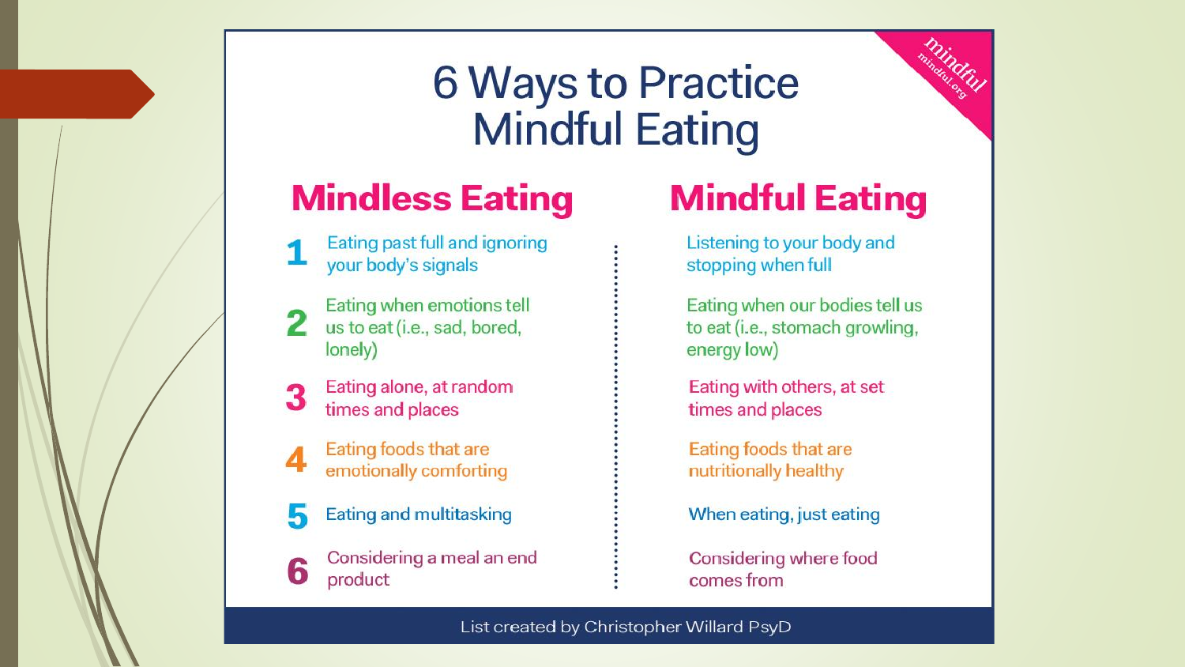# 6 Ways to Practice Mindful Eating

mindful
mindful.org

| | Mindless Eating | Mindful Eating |
|---|---|---|
| 1 | Eating past full and ignoring your body's signals | Listening to your body and stopping when full |
| 2 | Eating when emotions tell us to eat (i.e., sad, bored, lonely) | Eating when our bodies tell us to eat (i.e., stomach growling, energy low) |
| 3 | Eating alone, at random times and places | Eating with others, at set times and places |
| 4 | Eating foods that are emotionally comforting | Eating foods that are nutritionally healthy |
| 5 | Eating and multitasking | When eating, just eating |
| 6 | Considering a meal an end product | Considering where food comes from |

List created by Christopher Willard PsyD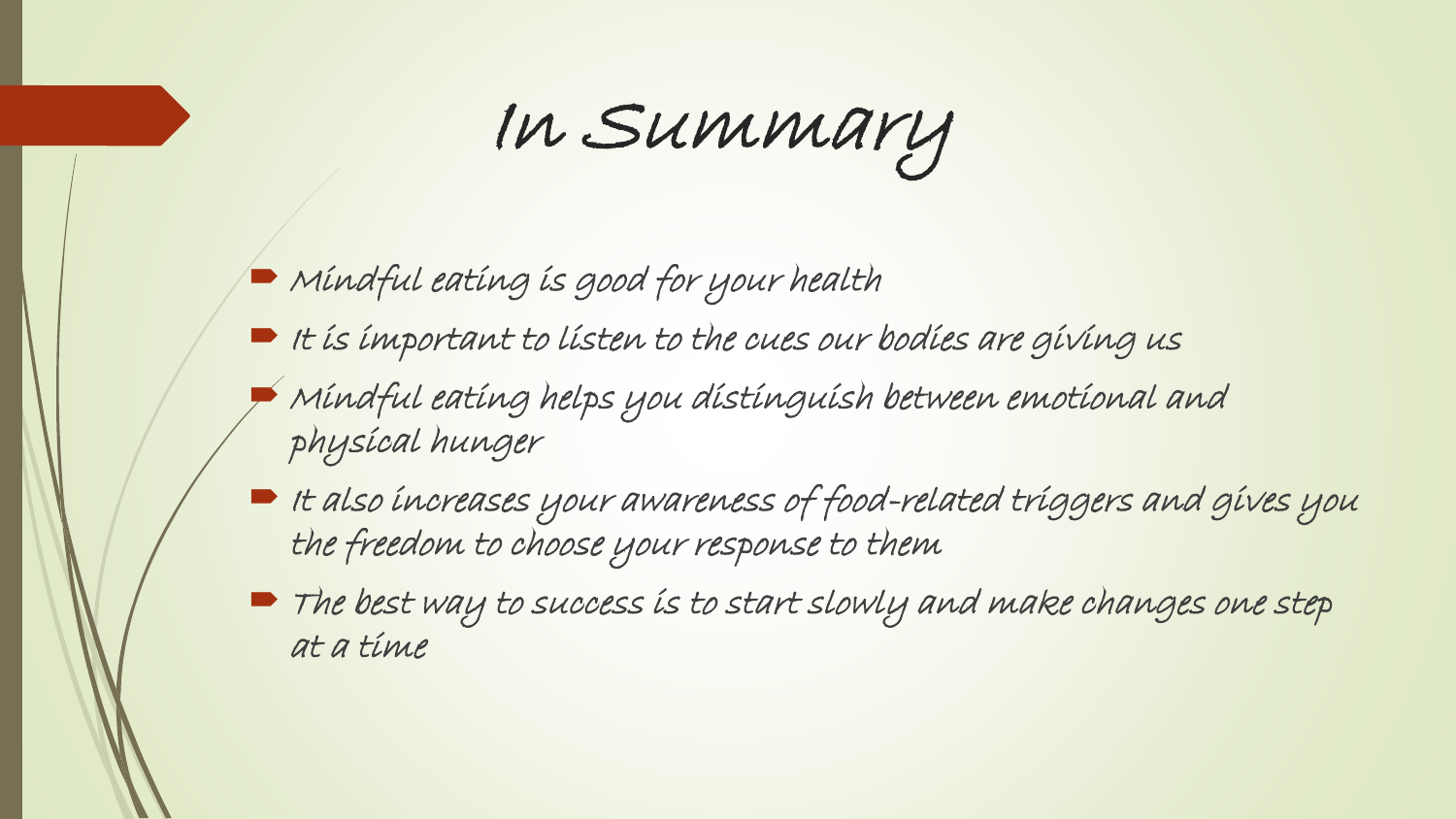# In Summary

- Mindful eating is good for your health
- It is important to listen to the cues our bodies are giving us
- Mindful eating helps you distinguish between emotional and physical hunger
- It also increases your awareness of food-related triggers and gives you the freedom to choose your response to them
- The best way to success is to start slowly and make changes one step at a time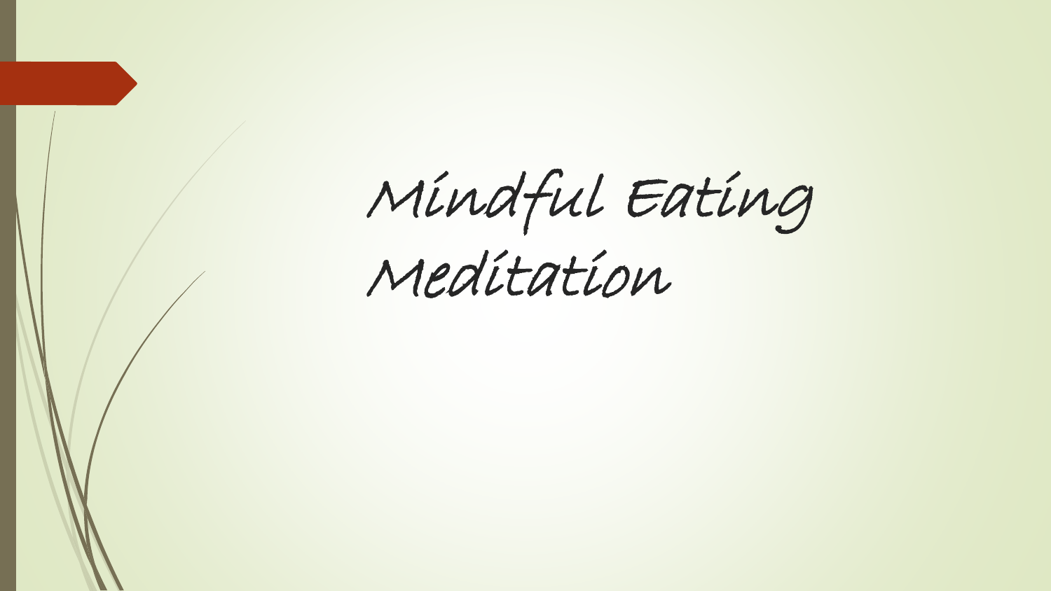# Mindful Eating Meditation